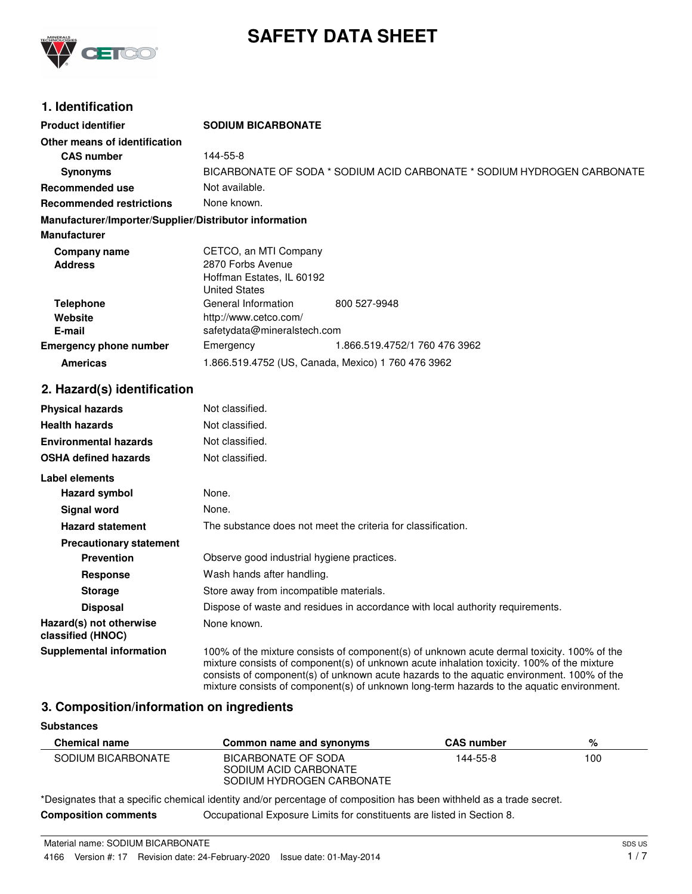# SAFETY DATA SHEET

## 1. Identification

| | | |
|---|---|---|
| **Product identifier** | **SODIUM BICARBONATE** | |
| **Other means of identification** | | |
| **CAS number** | 144-55-8 | |
| **Synonyms** | BICARBONATE OF SODA * SODIUM ACID CARBONATE * SODIUM HYDROGEN CARBONATE | |
| **Recommended use** | Not available. | |
| **Recommended restrictions** | None known. | |

**Manufacturer/Importer/Supplier/Distributor information**

**Manufacturer**

| | | |
|---|---|---|
| **Company name** | CETCO, an MTI Company | |
| **Address** | 2870 Forbs Avenue<br>Hoffman Estates, IL 60192<br>United States | |
| **Telephone** | General Information | 800 527-9948 |
| **Website** | http://www.cetco.com/ | |
| **E-mail** | safetydata@mineralstech.com | |
| **Emergency phone number** | Emergency | 1.866.519.4752/1 760 476 3962 |
| **Americas** | 1.866.519.4752 (US, Canada, Mexico) 1 760 476 3962 | |

## 2. Hazard(s) identification

| | |
|---|---|
| **Physical hazards** | Not classified. |
| **Health hazards** | Not classified. |
| **Environmental hazards** | Not classified. |
| **OSHA defined hazards** | Not classified. |

**Label elements**

| | |
|---|---|
| **Hazard symbol** | None. |
| **Signal word** | None. |
| **Hazard statement** | The substance does not meet the criteria for classification. |
| **Precautionary statement** | |
| **Prevention** | Observe good industrial hygiene practices. |
| **Response** | Wash hands after handling. |
| **Storage** | Store away from incompatible materials. |
| **Disposal** | Dispose of waste and residues in accordance with local authority requirements. |
| **Hazard(s) not otherwise classified (HNOC)** | None known. |
| **Supplemental information** | 100% of the mixture consists of component(s) of unknown acute dermal toxicity. 100% of the mixture consists of component(s) of unknown acute inhalation toxicity. 100% of the mixture consists of component(s) of unknown acute hazards to the aquatic environment. 100% of the mixture consists of component(s) of unknown long-term hazards to the aquatic environment. |

## 3. Composition/information on ingredients

**Substances**

| Chemical name | Common name and synonyms | CAS number | % |
|---|---|---|---|
| SODIUM BICARBONATE | BICARBONATE OF SODA<br>SODIUM ACID CARBONATE<br>SODIUM HYDROGEN CARBONATE | 144-55-8 | 100 |

*Designates that a specific chemical identity and/or percentage of composition has been withheld as a trade secret.

**Composition comments** Occupational Exposure Limits for constituents are listed in Section 8.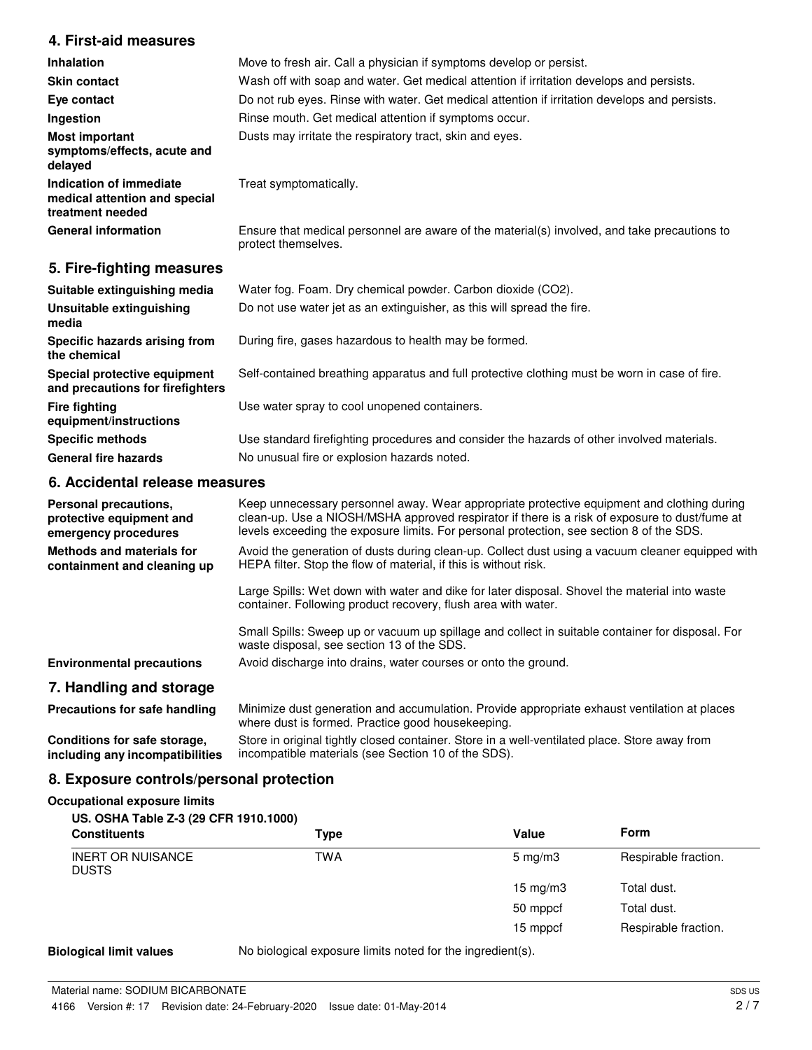## 4. First-aid measures

| | |
|---|---|
| **Inhalation** | Move to fresh air. Call a physician if symptoms develop or persist. |
| **Skin contact** | Wash off with soap and water. Get medical attention if irritation develops and persists. |
| **Eye contact** | Do not rub eyes. Rinse with water. Get medical attention if irritation develops and persists. |
| **Ingestion** | Rinse mouth. Get medical attention if symptoms occur. |
| **Most important symptoms/effects, acute and delayed** | Dusts may irritate the respiratory tract, skin and eyes. |
| **Indication of immediate medical attention and special treatment needed** | Treat symptomatically. |
| **General information** | Ensure that medical personnel are aware of the material(s) involved, and take precautions to protect themselves. |

## 5. Fire-fighting measures

| | |
|---|---|
| **Suitable extinguishing media** | Water fog. Foam. Dry chemical powder. Carbon dioxide ($CO_2$). |
| **Unsuitable extinguishing media** | Do not use water jet as an extinguisher, as this will spread the fire. |
| **Specific hazards arising from the chemical** | During fire, gases hazardous to health may be formed. |
| **Special protective equipment and precautions for firefighters** | Self-contained breathing apparatus and full protective clothing must be worn in case of fire. |
| **Fire fighting equipment/instructions** | Use water spray to cool unopened containers. |
| **Specific methods** | Use standard firefighting procedures and consider the hazards of other involved materials. |
| **General fire hazards** | No unusual fire or explosion hazards noted. |

## 6. Accidental release measures

**Personal precautions, protective equipment and emergency procedures**
Keep unnecessary personnel away. Wear appropriate protective equipment and clothing during clean-up. Use a NIOSH/MSHA approved respirator if there is a risk of exposure to dust/fume at levels exceeding the exposure limits. For personal protection, see section 8 of the SDS.

**Methods and materials for containment and cleaning up**
Avoid the generation of dusts during clean-up. Collect dust using a vacuum cleaner equipped with HEPA filter. Stop the flow of material, if this is without risk.

Large Spills: Wet down with water and dike for later disposal. Shovel the material into waste container. Following product recovery, flush area with water.

Small Spills: Sweep up or vacuum up spillage and collect in suitable container for disposal. For waste disposal, see section 13 of the SDS.

**Environmental precautions**
Avoid discharge into drains, water courses or onto the ground.

## 7. Handling and storage

**Precautions for safe handling**
Minimize dust generation and accumulation. Provide appropriate exhaust ventilation at places where dust is formed. Practice good housekeeping.

**Conditions for safe storage, including any incompatibilities**
Store in original tightly closed container. Store in a well-ventilated place. Store away from incompatible materials (see Section 10 of the SDS).

## 8. Exposure controls/personal protection

### Occupational exposure limits

**US. OSHA Table Z-3 (29 CFR 1910.1000)**

| Constituents | Type | Value | Form |
|---|---|---|---|
| INERT OR NUISANCE DUSTS | TWA | 5 mg/m3 | Respirable fraction. |
| | | 15 mg/m3 | Total dust. |
| | | 50 mppcf | Total dust. |
| | | 15 mppcf | Respirable fraction. |

**Biological limit values**
No biological exposure limits noted for the ingredient(s).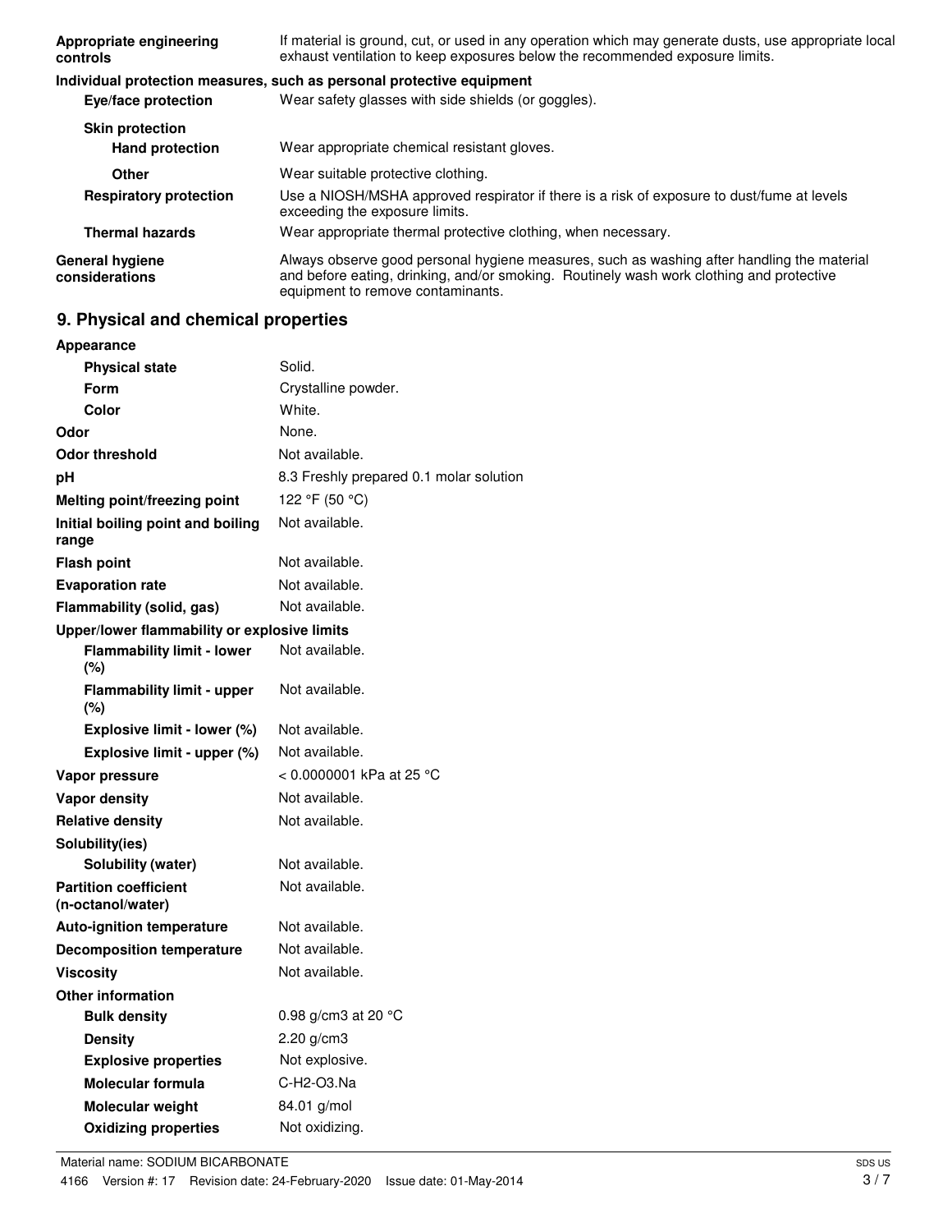| | |
|---|---|
| **Appropriate engineering controls** | If material is ground, cut, or used in any operation which may generate dusts, use appropriate local exhaust ventilation to keep exposures below the recommended exposure limits. |

**Individual protection measures, such as personal protective equipment**

| | |
|---|---|
| **Eye/face protection** | Wear safety glasses with side shields (or goggles). |
| **Skin protection** | |
| **Hand protection** | Wear appropriate chemical resistant gloves. |
| **Other** | Wear suitable protective clothing. |
| **Respiratory protection** | Use a NIOSH/MSHA approved respirator if there is a risk of exposure to dust/fume at levels exceeding the exposure limits. |
| **Thermal hazards** | Wear appropriate thermal protective clothing, when necessary. |
| **General hygiene considerations** | Always observe good personal hygiene measures, such as washing after handling the material and before eating, drinking, and/or smoking. Routinely wash work clothing and protective equipment to remove contaminants. |

## 9. Physical and chemical properties

| | |
|---|---|
| **Appearance** | |
| **Physical state** | Solid. |
| **Form** | Crystalline powder. |
| **Color** | White. |
| **Odor** | None. |
| **Odor threshold** | Not available. |
| **pH** | 8.3 Freshly prepared 0.1 molar solution |
| **Melting point/freezing point** | 122 °F (50 °C) |
| **Initial boiling point and boiling range** | Not available. |
| **Flash point** | Not available. |
| **Evaporation rate** | Not available. |
| **Flammability (solid, gas)** | Not available. |
| **Upper/lower flammability or explosive limits** | |
| **Flammability limit - lower (%)** | Not available. |
| **Flammability limit - upper (%)** | Not available. |
| **Explosive limit - lower (%)** | Not available. |
| **Explosive limit - upper (%)** | Not available. |
| **Vapor pressure** | < 0.0000001 kPa at 25 °C |
| **Vapor density** | Not available. |
| **Relative density** | Not available. |
| **Solubility(ies)** | |
| **Solubility (water)** | Not available. |
| **Partition coefficient (n-octanol/water)** | Not available. |
| **Auto-ignition temperature** | Not available. |
| **Decomposition temperature** | Not available. |
| **Viscosity** | Not available. |
| **Other information** | |
| **Bulk density** | 0.98 g/cm3 at 20 °C |
| **Density** | 2.20 g/cm3 |
| **Explosive properties** | Not explosive. |
| **Molecular formula** | C-H2-O3.Na |
| **Molecular weight** | 84.01 g/mol |
| **Oxidizing properties** | Not oxidizing. |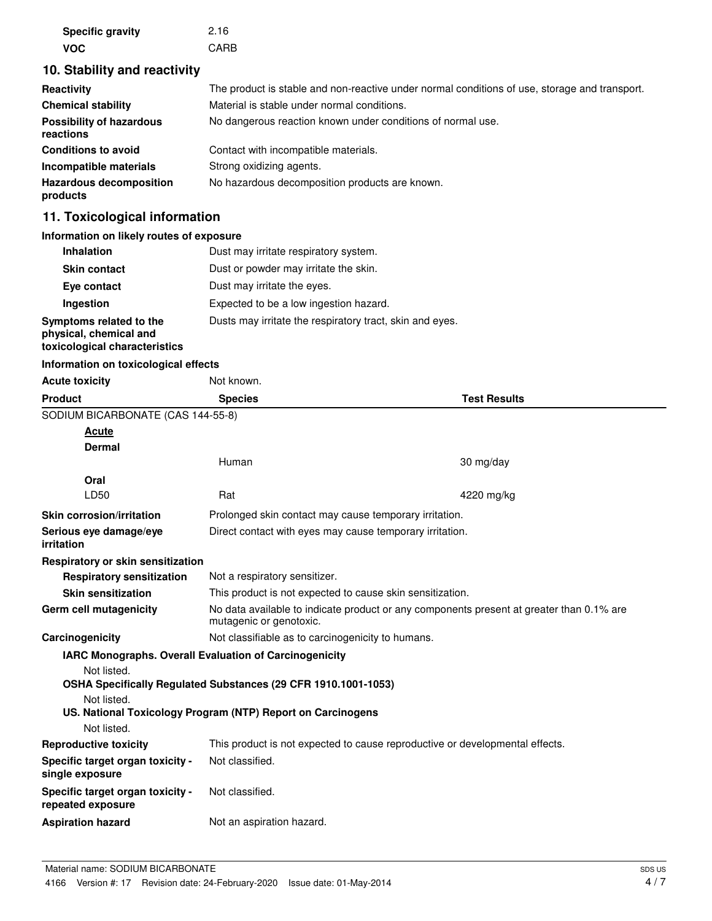| | |
|---|---|
| **Specific gravity** | 2.16 |
| **VOC** | CARB |

## 10. Stability and reactivity

| | |
|---|---|
| **Reactivity** | The product is stable and non-reactive under normal conditions of use, storage and transport. |
| **Chemical stability** | Material is stable under normal conditions. |
| **Possibility of hazardous reactions** | No dangerous reaction known under conditions of normal use. |
| **Conditions to avoid** | Contact with incompatible materials. |
| **Incompatible materials** | Strong oxidizing agents. |
| **Hazardous decomposition products** | No hazardous decomposition products are known. |

## 11. Toxicological information

**Information on likely routes of exposure**

| | |
|---|---|
| **Inhalation** | Dust may irritate respiratory system. |
| **Skin contact** | Dust or powder may irritate the skin. |
| **Eye contact** | Dust may irritate the eyes. |
| **Ingestion** | Expected to be a low ingestion hazard. |
| **Symptoms related to the physical, chemical and toxicological characteristics** | Dusts may irritate the respiratory tract, skin and eyes. |

**Information on toxicological effects**

**Acute toxicity** Not known.

| Product | Species | Test Results |
|---|---|---|
| SODIUM BICARBONATE (CAS 144-55-8) | | |
| **Acute** | | |
| **Dermal** | | |
| | Human | 30 mg/day |
| **Oral** | | |
| LD50 | Rat | 4220 mg/kg |

| | |
|---|---|
| **Skin corrosion/irritation** | Prolonged skin contact may cause temporary irritation. |
| **Serious eye damage/eye irritation** | Direct contact with eyes may cause temporary irritation. |

**Respiratory or skin sensitization**

| | |
|---|---|
| **Respiratory sensitization** | Not a respiratory sensitizer. |
| **Skin sensitization** | This product is not expected to cause skin sensitization. |
| **Germ cell mutagenicity** | No data available to indicate product or any components present at greater than 0.1% are mutagenic or genotoxic. |
| **Carcinogenicity** | Not classifiable as to carcinogenicity to humans. |

**IARC Monographs. Overall Evaluation of Carcinogenicity**

Not listed.

**OSHA Specifically Regulated Substances (29 CFR 1910.1001-1053)**

Not listed.

**US. National Toxicology Program (NTP) Report on Carcinogens**

Not listed.

| | |
|---|---|
| **Reproductive toxicity** | This product is not expected to cause reproductive or developmental effects. |
| **Specific target organ toxicity - single exposure** | Not classified. |
| **Specific target organ toxicity - repeated exposure** | Not classified. |
| **Aspiration hazard** | Not an aspiration hazard. |

Material name: SODIUM BICARBONATE

4166 Version #: 17 Revision date: 24-February-2020 Issue date: 01-May-2014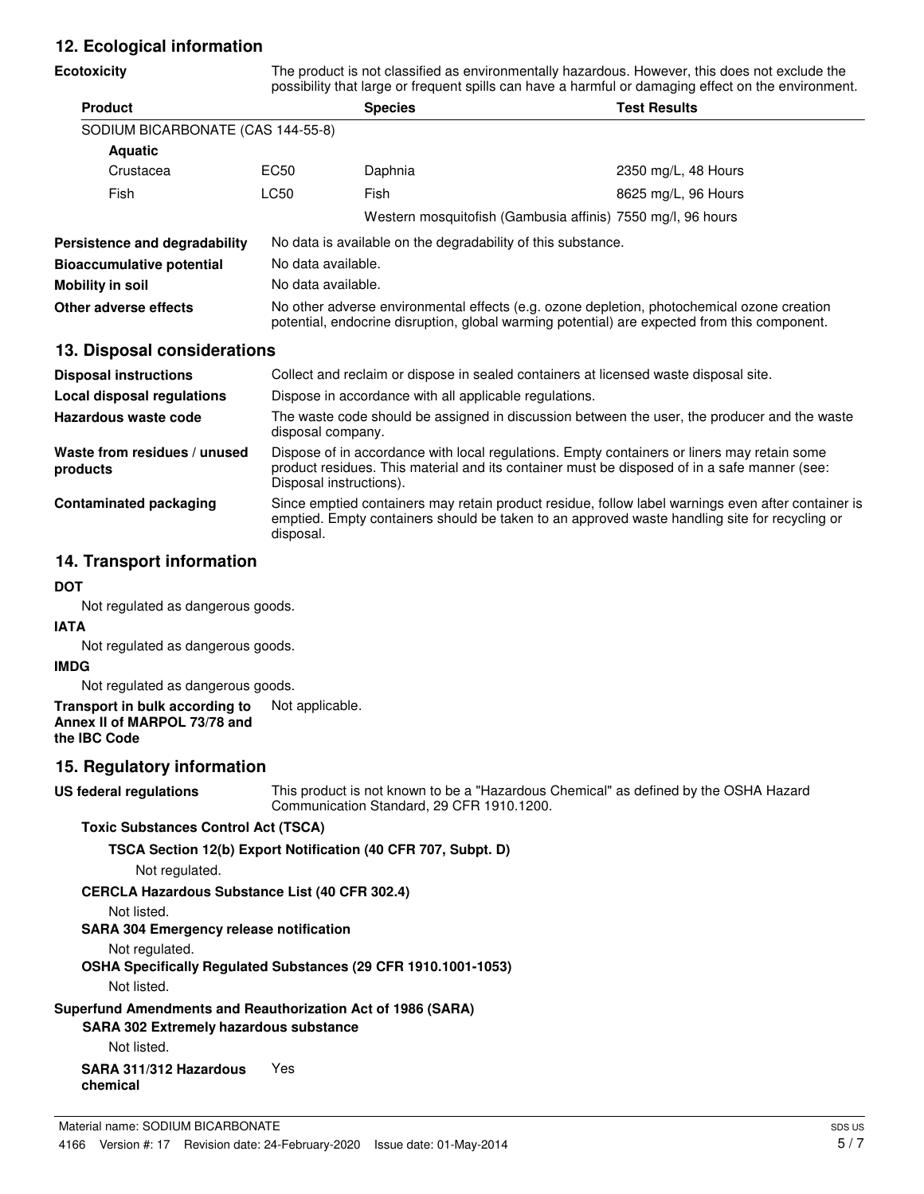## 12. Ecological information

**Ecotoxicity** The product is not classified as environmentally hazardous. However, this does not exclude the possibility that large or frequent spills can have a harmful or damaging effect on the environment.

| Product | | Species | Test Results |
|---|---|---|---|
| SODIUM BICARBONATE (CAS 144-55-8) | | | |
| **Aquatic** | | | |
| Crustacea | EC50 | Daphnia | 2350 mg/L, 48 Hours |
| Fish | LC50 | Fish | 8625 mg/L, 96 Hours |
| | | Western mosquitofish (Gambusia affinis) | 7550 mg/l, 96 hours |

**Persistence and degradability** No data is available on the degradability of this substance.

**Bioaccumulative potential** No data available.

**Mobility in soil** No data available.

**Other adverse effects** No other adverse environmental effects (e.g. ozone depletion, photochemical ozone creation potential, endocrine disruption, global warming potential) are expected from this component.

## 13. Disposal considerations

**Disposal instructions** Collect and reclaim or dispose in sealed containers at licensed waste disposal site.

**Local disposal regulations** Dispose in accordance with all applicable regulations.

**Hazardous waste code** The waste code should be assigned in discussion between the user, the producer and the waste disposal company.

**Waste from residues / unused products** Dispose of in accordance with local regulations. Empty containers or liners may retain some product residues. This material and its container must be disposed of in a safe manner (see: Disposal instructions).

**Contaminated packaging** Since emptied containers may retain product residue, follow label warnings even after container is emptied. Empty containers should be taken to an approved waste handling site for recycling or disposal.

## 14. Transport information

**DOT**

Not regulated as dangerous goods.

**IATA**

Not regulated as dangerous goods.

**IMDG**

Not regulated as dangerous goods.

**Transport in bulk according to Annex II of MARPOL 73/78 and the IBC Code** Not applicable.

## 15. Regulatory information

**US federal regulations** This product is not known to be a "Hazardous Chemical" as defined by the OSHA Hazard Communication Standard, 29 CFR 1910.1200.

**Toxic Substances Control Act (TSCA)**

**TSCA Section 12(b) Export Notification (40 CFR 707, Subpt. D)**

Not regulated.

**CERCLA Hazardous Substance List (40 CFR 302.4)**

Not listed.

**SARA 304 Emergency release notification**

Not regulated.

**OSHA Specifically Regulated Substances (29 CFR 1910.1001-1053)**

Not listed.

**Superfund Amendments and Reauthorization Act of 1986 (SARA)**

**SARA 302 Extremely hazardous substance**

Not listed.

**SARA 311/312 Hazardous chemical** Yes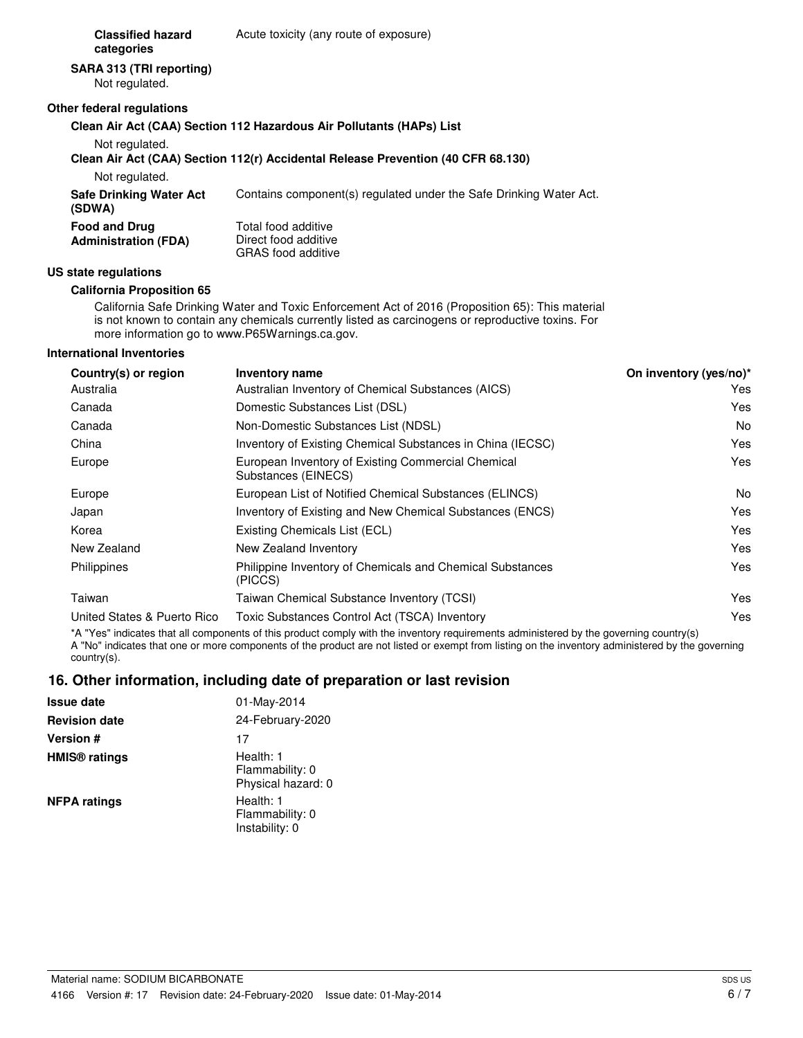**Classified hazard categories** Acute toxicity (any route of exposure)

**SARA 313 (TRI reporting)**

Not regulated.

**Other federal regulations**

**Clean Air Act (CAA) Section 112 Hazardous Air Pollutants (HAPs) List**

Not regulated.

**Clean Air Act (CAA) Section 112(r) Accidental Release Prevention (40 CFR 68.130)**

Not regulated.

**Safe Drinking Water Act (SDWA)** Contains component(s) regulated under the Safe Drinking Water Act.

**Food and Drug Administration (FDA)** Total food additive
Direct food additive
GRAS food additive

**US state regulations**

**California Proposition 65**

California Safe Drinking Water and Toxic Enforcement Act of 2016 (Proposition 65): This material is not known to contain any chemicals currently listed as carcinogens or reproductive toxins. For more information go to www.P65Warnings.ca.gov.

**International Inventories**

| Country(s) or region | Inventory name | On inventory (yes/no)* |
|---|---|---|
| Australia | Australian Inventory of Chemical Substances (AICS) | Yes |
| Canada | Domestic Substances List (DSL) | Yes |
| Canada | Non-Domestic Substances List (NDSL) | No |
| China | Inventory of Existing Chemical Substances in China (IECSC) | Yes |
| Europe | European Inventory of Existing Commercial Chemical Substances (EINECS) | Yes |
| Europe | European List of Notified Chemical Substances (ELINCS) | No |
| Japan | Inventory of Existing and New Chemical Substances (ENCS) | Yes |
| Korea | Existing Chemicals List (ECL) | Yes |
| New Zealand | New Zealand Inventory | Yes |
| Philippines | Philippine Inventory of Chemicals and Chemical Substances (PICCS) | Yes |
| Taiwan | Taiwan Chemical Substance Inventory (TCSI) | Yes |
| United States & Puerto Rico | Toxic Substances Control Act (TSCA) Inventory | Yes |

*A "Yes" indicates that all components of this product comply with the inventory requirements administered by the governing country(s)
A "No" indicates that one or more components of the product are not listed or exempt from listing on the inventory administered by the governing country(s).

## 16. Other information, including date of preparation or last revision

**Issue date** 01-May-2014

**Revision date** 24-February-2020

**Version #** 17

**HMIS® ratings** Health: 1
Flammability: 0
Physical hazard: 0

**NFPA ratings** Health: 1
Flammability: 0
Instability: 0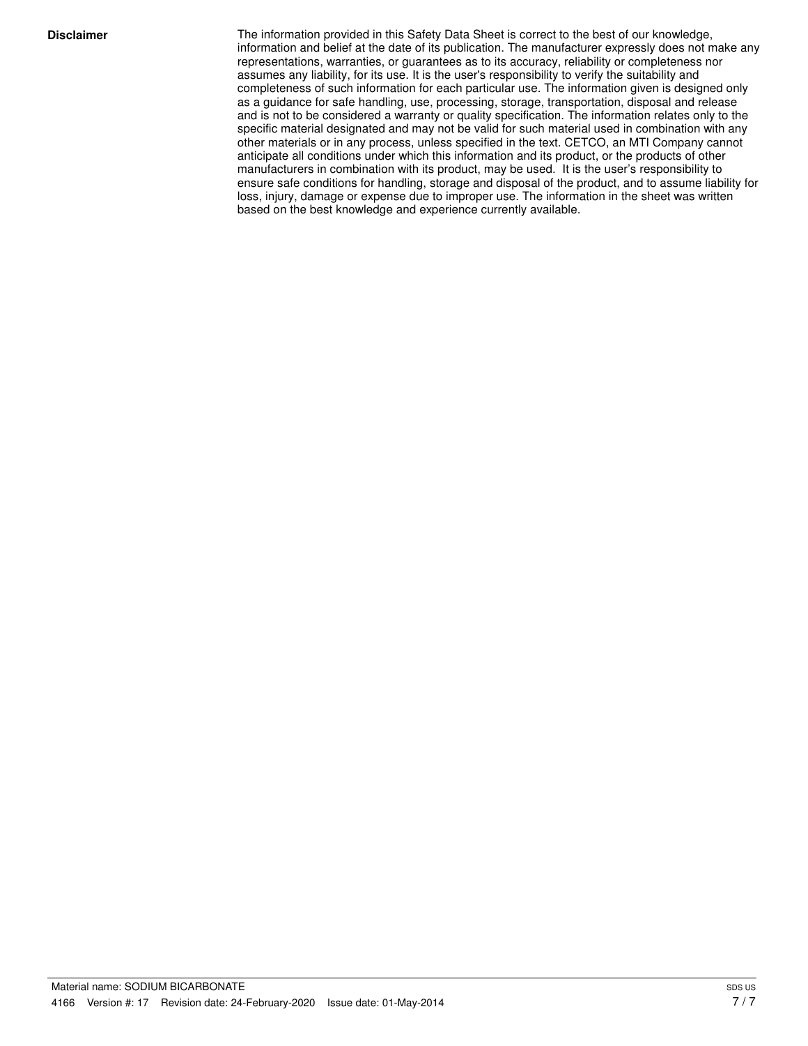**Disclaimer**

The information provided in this Safety Data Sheet is correct to the best of our knowledge, information and belief at the date of its publication. The manufacturer expressly does not make any representations, warranties, or guarantees as to its accuracy, reliability or completeness nor assumes any liability, for its use. It is the user's responsibility to verify the suitability and completeness of such information for each particular use. The information given is designed only as a guidance for safe handling, use, processing, storage, transportation, disposal and release and is not to be considered a warranty or quality specification. The information relates only to the specific material designated and may not be valid for such material used in combination with any other materials or in any process, unless specified in the text. CETCO, an MTI Company cannot anticipate all conditions under which this information and its product, or the products of other manufacturers in combination with its product, may be used. It is the user's responsibility to ensure safe conditions for handling, storage and disposal of the product, and to assume liability for loss, injury, damage or expense due to improper use. The information in the sheet was written based on the best knowledge and experience currently available.